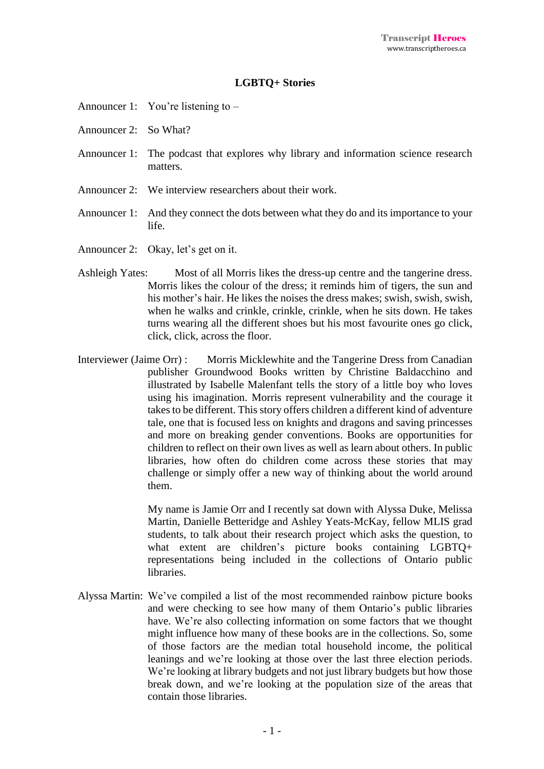**LGBTQ+ Stories**

Announcer 1: You're listening to –

Announcer 2: So What?

Announcer 1: The podcast that explores why library and information science research matters.

Announcer 2: We interview researchers about their work.

Announcer 1: And they connect the dots between what they do and its importance to your life.

Announcer 2: Okay, let's get on it.

Ashleigh Yates: Most of all Morris likes the dress-up centre and the tangerine dress. Morris likes the colour of the dress; it reminds him of tigers, the sun and his mother's hair. He likes the noises the dress makes; swish, swish, swish, when he walks and crinkle, crinkle, crinkle, when he sits down. He takes turns wearing all the different shoes but his most favourite ones go click, click, click, across the floor.

Interviewer (Jaime Orr) : Morris Micklewhite and the Tangerine Dress from Canadian publisher Groundwood Books written by Christine Baldacchino and illustrated by Isabelle Malenfant tells the story of a little boy who loves using his imagination. Morris represent vulnerability and the courage it takes to be different. This story offers children a different kind of adventure tale, one that is focused less on knights and dragons and saving princesses and more on breaking gender conventions. Books are opportunities for children to reflect on their own lives as well as learn about others. In public libraries, how often do children come across these stories that may challenge or simply offer a new way of thinking about the world around them.

My name is Jamie Orr and I recently sat down with Alyssa Duke, Melissa Martin, Danielle Betteridge and Ashley Yeats-McKay, fellow MLIS grad students, to talk about their research project which asks the question, to what extent are children's picture books containing LGBTQ+ representations being included in the collections of Ontario public libraries.

Alyssa Martin: We've compiled a list of the most recommended rainbow picture books and were checking to see how many of them Ontario's public libraries have. We're also collecting information on some factors that we thought might influence how many of these books are in the collections. So, some of those factors are the median total household income, the political leanings and we're looking at those over the last three election periods. We're looking at library budgets and not just library budgets but how those break down, and we're looking at the population size of the areas that contain those libraries.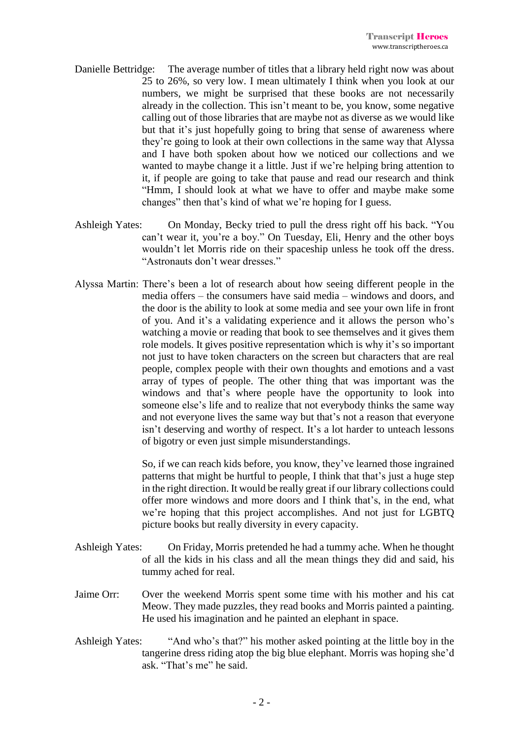Danielle Bettridge: The average number of titles that a library held right now was about 25 to 26%, so very low. I mean ultimately I think when you look at our numbers, we might be surprised that these books are not necessarily already in the collection. This isn't meant to be, you know, some negative calling out of those libraries that are maybe not as diverse as we would like but that it's just hopefully going to bring that sense of awareness where they're going to look at their own collections in the same way that Alyssa and I have both spoken about how we noticed our collections and we wanted to maybe change it a little. Just if we're helping bring attention to it, if people are going to take that pause and read our research and think "Hmm, I should look at what we have to offer and maybe make some changes" then that's kind of what we're hoping for I guess.

Ashleigh Yates: On Monday, Becky tried to pull the dress right off his back. "You can't wear it, you're a boy." On Tuesday, Eli, Henry and the other boys wouldn't let Morris ride on their spaceship unless he took off the dress. "Astronauts don't wear dresses."

Alyssa Martin: There's been a lot of research about how seeing different people in the media offers – the consumers have said media – windows and doors, and the door is the ability to look at some media and see your own life in front of you. And it's a validating experience and it allows the person who's watching a movie or reading that book to see themselves and it gives them role models. It gives positive representation which is why it's so important not just to have token characters on the screen but characters that are real people, complex people with their own thoughts and emotions and a vast array of types of people. The other thing that was important was the windows and that's where people have the opportunity to look into someone else's life and to realize that not everybody thinks the same way and not everyone lives the same way but that's not a reason that everyone isn't deserving and worthy of respect. It's a lot harder to unteach lessons of bigotry or even just simple misunderstandings.

So, if we can reach kids before, you know, they've learned those ingrained patterns that might be hurtful to people, I think that that's just a huge step in the right direction. It would be really great if our library collections could offer more windows and more doors and I think that's, in the end, what we're hoping that this project accomplishes. And not just for LGBTQ picture books but really diversity in every capacity.

Ashleigh Yates: On Friday, Morris pretended he had a tummy ache. When he thought of all the kids in his class and all the mean things they did and said, his tummy ached for real.

Jaime Orr: Over the weekend Morris spent some time with his mother and his cat Meow. They made puzzles, they read books and Morris painted a painting. He used his imagination and he painted an elephant in space.

Ashleigh Yates: "And who's that?" his mother asked pointing at the little boy in the tangerine dress riding atop the big blue elephant. Morris was hoping she'd ask. "That's me" he said.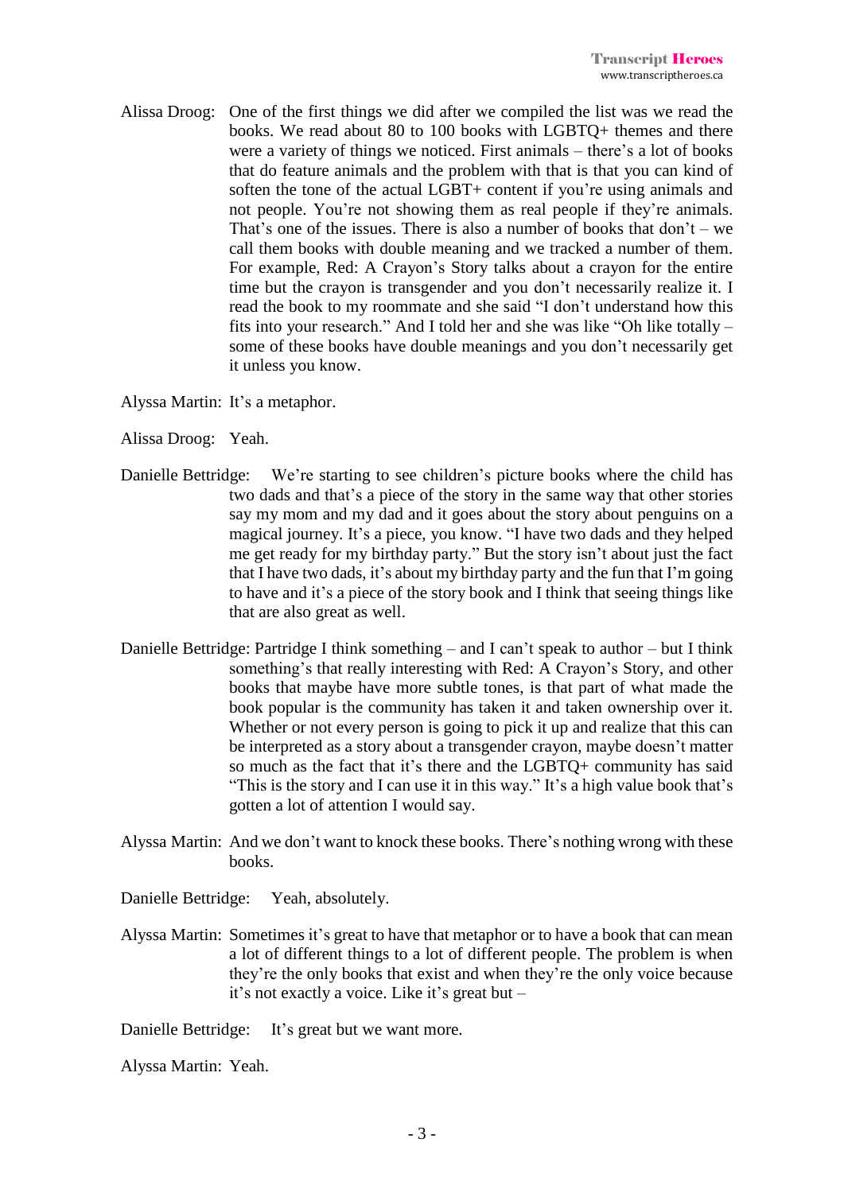Alissa Droog: One of the first things we did after we compiled the list was we read the books. We read about 80 to 100 books with LGBTQ+ themes and there were a variety of things we noticed. First animals – there's a lot of books that do feature animals and the problem with that is that you can kind of soften the tone of the actual LGBT+ content if you're using animals and not people. You're not showing them as real people if they're animals. That's one of the issues. There is also a number of books that don't – we call them books with double meaning and we tracked a number of them. For example, Red: A Crayon's Story talks about a crayon for the entire time but the crayon is transgender and you don't necessarily realize it. I read the book to my roommate and she said "I don't understand how this fits into your research." And I told her and she was like "Oh like totally – some of these books have double meanings and you don't necessarily get it unless you know.

Alyssa Martin: It's a metaphor.

Alissa Droog: Yeah.

Danielle Bettridge: We're starting to see children's picture books where the child has two dads and that's a piece of the story in the same way that other stories say my mom and my dad and it goes about the story about penguins on a magical journey. It's a piece, you know. "I have two dads and they helped me get ready for my birthday party." But the story isn't about just the fact that I have two dads, it's about my birthday party and the fun that I'm going to have and it's a piece of the story book and I think that seeing things like that are also great as well.

Danielle Bettridge: Partridge I think something – and I can't speak to author – but I think something's that really interesting with Red: A Crayon's Story, and other books that maybe have more subtle tones, is that part of what made the book popular is the community has taken it and taken ownership over it. Whether or not every person is going to pick it up and realize that this can be interpreted as a story about a transgender crayon, maybe doesn't matter so much as the fact that it's there and the LGBTQ+ community has said "This is the story and I can use it in this way." It's a high value book that's gotten a lot of attention I would say.

Alyssa Martin: And we don't want to knock these books. There's nothing wrong with these books.

Danielle Bettridge: Yeah, absolutely.

Alyssa Martin: Sometimes it's great to have that metaphor or to have a book that can mean a lot of different things to a lot of different people. The problem is when they're the only books that exist and when they're the only voice because it's not exactly a voice. Like it's great but –

Danielle Bettridge: It's great but we want more.

Alyssa Martin: Yeah.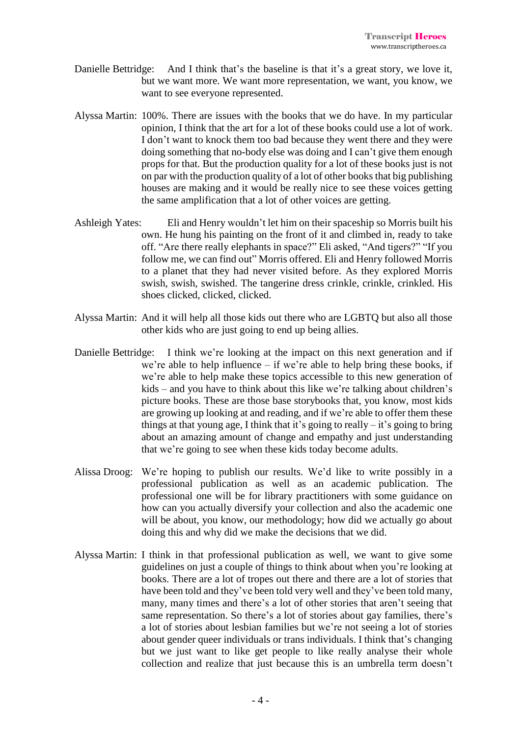Danielle Bettridge: And I think that's the baseline is that it's a great story, we love it, but we want more. We want more representation, we want, you know, we want to see everyone represented.

Alyssa Martin: 100%. There are issues with the books that we do have. In my particular opinion, I think that the art for a lot of these books could use a lot of work. I don't want to knock them too bad because they went there and they were doing something that no-body else was doing and I can't give them enough props for that. But the production quality for a lot of these books just is not on par with the production quality of a lot of other books that big publishing houses are making and it would be really nice to see these voices getting the same amplification that a lot of other voices are getting.

Ashleigh Yates: Eli and Henry wouldn't let him on their spaceship so Morris built his own. He hung his painting on the front of it and climbed in, ready to take off. "Are there really elephants in space?" Eli asked, "And tigers?" "If you follow me, we can find out" Morris offered. Eli and Henry followed Morris to a planet that they had never visited before. As they explored Morris swish, swish, swished. The tangerine dress crinkle, crinkle, crinkled. His shoes clicked, clicked, clicked.

Alyssa Martin: And it will help all those kids out there who are LGBTQ but also all those other kids who are just going to end up being allies.

Danielle Bettridge: I think we're looking at the impact on this next generation and if we're able to help influence – if we're able to help bring these books, if we're able to help make these topics accessible to this new generation of kids – and you have to think about this like we're talking about children's picture books. These are those base storybooks that, you know, most kids are growing up looking at and reading, and if we're able to offer them these things at that young age, I think that it's going to really – it's going to bring about an amazing amount of change and empathy and just understanding that we're going to see when these kids today become adults.

Alissa Droog: We're hoping to publish our results. We'd like to write possibly in a professional publication as well as an academic publication. The professional one will be for library practitioners with some guidance on how can you actually diversify your collection and also the academic one will be about, you know, our methodology; how did we actually go about doing this and why did we make the decisions that we did.

Alyssa Martin: I think in that professional publication as well, we want to give some guidelines on just a couple of things to think about when you're looking at books. There are a lot of tropes out there and there are a lot of stories that have been told and they've been told very well and they've been told many, many, many times and there's a lot of other stories that aren't seeing that same representation. So there's a lot of stories about gay families, there's a lot of stories about lesbian families but we're not seeing a lot of stories about gender queer individuals or trans individuals. I think that's changing but we just want to like get people to like really analyse their whole collection and realize that just because this is an umbrella term doesn't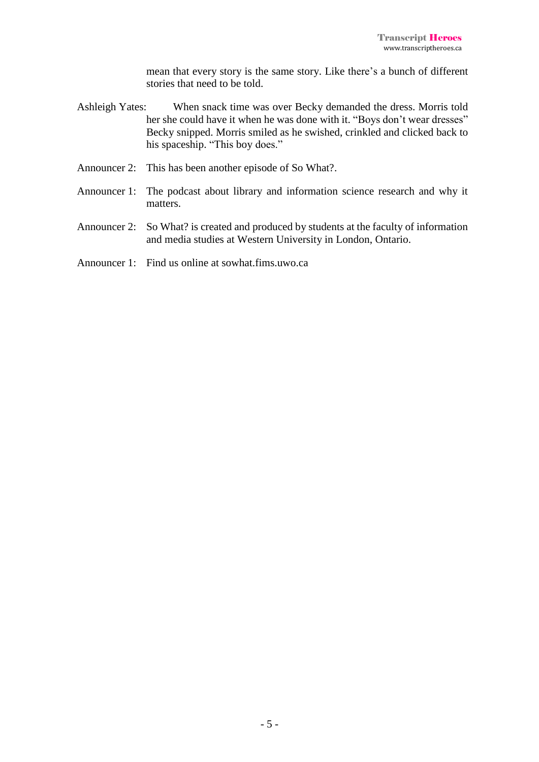mean that every story is the same story. Like there's a bunch of different stories that need to be told.

Ashleigh Yates: When snack time was over Becky demanded the dress. Morris told her she could have it when he was done with it. "Boys don't wear dresses" Becky snipped. Morris smiled as he swished, crinkled and clicked back to his spaceship. "This boy does."

Announcer 2: This has been another episode of So What?.

Announcer 1: The podcast about library and information science research and why it matters.

Announcer 2: So What? is created and produced by students at the faculty of information and media studies at Western University in London, Ontario.

Announcer 1: Find us online at sowhat.fims.uwo.ca